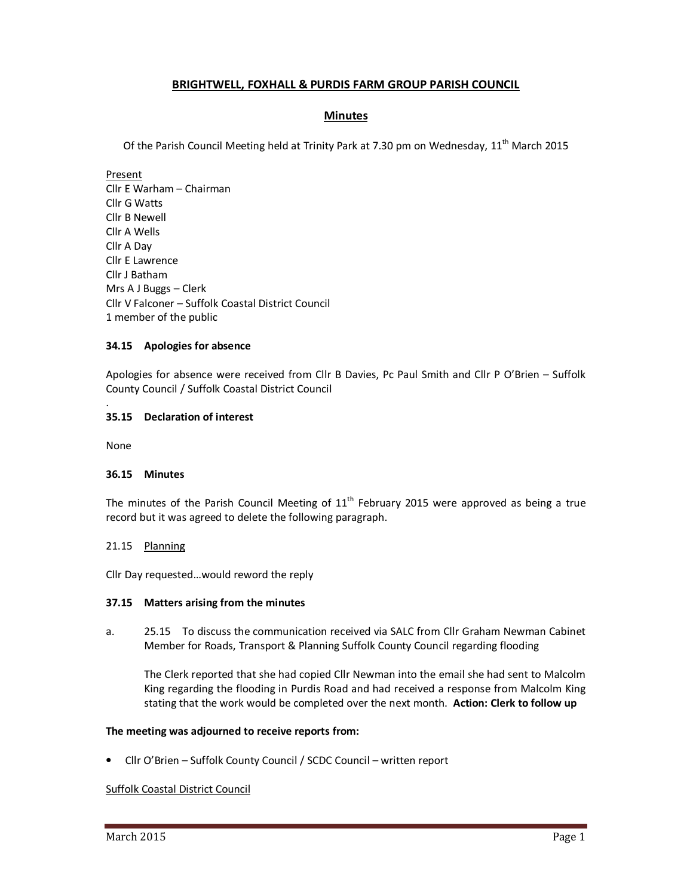# BRIGHTWELL, FOXHALL & PURDIS FARM GROUP PARISH COUNCIL

## Minutes

Of the Parish Council Meeting held at Trinity Park at 7.30 pm on Wednesday, 11th March 2015

Present
Cllr E Warham – Chairman
Cllr G Watts
Cllr B Newell
Cllr A Wells
Cllr A Day
Cllr E Lawrence
Cllr J Batham
Mrs A J Buggs – Clerk
Cllr V Falconer – Suffolk Coastal District Council
1 member of the public

### 34.15 Apologies for absence

Apologies for absence were received from Cllr B Davies, Pc Paul Smith and Cllr P O'Brien – Suffolk County Council / Suffolk Coastal District Council

.

### 35.15 Declaration of interest

None

### 36.15 Minutes

The minutes of the Parish Council Meeting of 11th February 2015 were approved as being a true record but it was agreed to delete the following paragraph.

21.15 Planning

Cllr Day requested…would reword the reply

### 37.15 Matters arising from the minutes

a. 25.15 To discuss the communication received via SALC from Cllr Graham Newman Cabinet Member for Roads, Transport & Planning Suffolk County Council regarding flooding

The Clerk reported that she had copied Cllr Newman into the email she had sent to Malcolm King regarding the flooding in Purdis Road and had received a response from Malcolm King stating that the work would be completed over the next month. **Action: Clerk to follow up**

**The meeting was adjourned to receive reports from:**

- Cllr O'Brien – Suffolk County Council / SCDC Council – written report

Suffolk Coastal District Council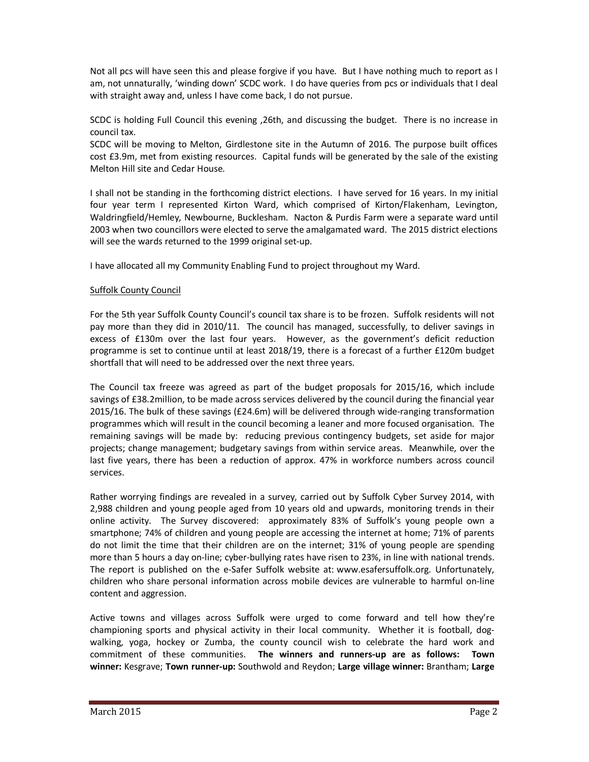Not all pcs will have seen this and please forgive if you have. But I have nothing much to report as I am, not unnaturally, 'winding down' SCDC work. I do have queries from pcs or individuals that I deal with straight away and, unless I have come back, I do not pursue.

SCDC is holding Full Council this evening ,26th, and discussing the budget. There is no increase in council tax.
SCDC will be moving to Melton, Girdlestone site in the Autumn of 2016. The purpose built offices cost £3.9m, met from existing resources. Capital funds will be generated by the sale of the existing Melton Hill site and Cedar House.

I shall not be standing in the forthcoming district elections. I have served for 16 years. In my initial four year term I represented Kirton Ward, which comprised of Kirton/Flakenham, Levington, Waldringfield/Hemley, Newbourne, Bucklesham. Nacton & Purdis Farm were a separate ward until 2003 when two councillors were elected to serve the amalgamated ward. The 2015 district elections will see the wards returned to the 1999 original set-up.

I have allocated all my Community Enabling Fund to project throughout my Ward.

<u>Suffolk County Council</u>

For the 5th year Suffolk County Council's council tax share is to be frozen. Suffolk residents will not pay more than they did in 2010/11. The council has managed, successfully, to deliver savings in excess of £130m over the last four years. However, as the government's deficit reduction programme is set to continue until at least 2018/19, there is a forecast of a further £120m budget shortfall that will need to be addressed over the next three years.

The Council tax freeze was agreed as part of the budget proposals for 2015/16, which include savings of £38.2million, to be made across services delivered by the council during the financial year 2015/16. The bulk of these savings (£24.6m) will be delivered through wide-ranging transformation programmes which will result in the council becoming a leaner and more focused organisation. The remaining savings will be made by: reducing previous contingency budgets, set aside for major projects; change management; budgetary savings from within service areas. Meanwhile, over the last five years, there has been a reduction of approx. 47% in workforce numbers across council services.

Rather worrying findings are revealed in a survey, carried out by Suffolk Cyber Survey 2014, with 2,988 children and young people aged from 10 years old and upwards, monitoring trends in their online activity. The Survey discovered: approximately 83% of Suffolk's young people own a smartphone; 74% of children and young people are accessing the internet at home; 71% of parents do not limit the time that their children are on the internet; 31% of young people are spending more than 5 hours a day on-line; cyber-bullying rates have risen to 23%, in line with national trends. The report is published on the e-Safer Suffolk website at: www.esafersuffolk.org. Unfortunately, children who share personal information across mobile devices are vulnerable to harmful on-line content and aggression.

Active towns and villages across Suffolk were urged to come forward and tell how they're championing sports and physical activity in their local community. Whether it is football, dog-walking, yoga, hockey or Zumba, the county council wish to celebrate the hard work and commitment of these communities. **The winners and runners-up are as follows: Town winner:** Kesgrave; **Town runner-up:** Southwold and Reydon; **Large village winner:** Brantham; **Large**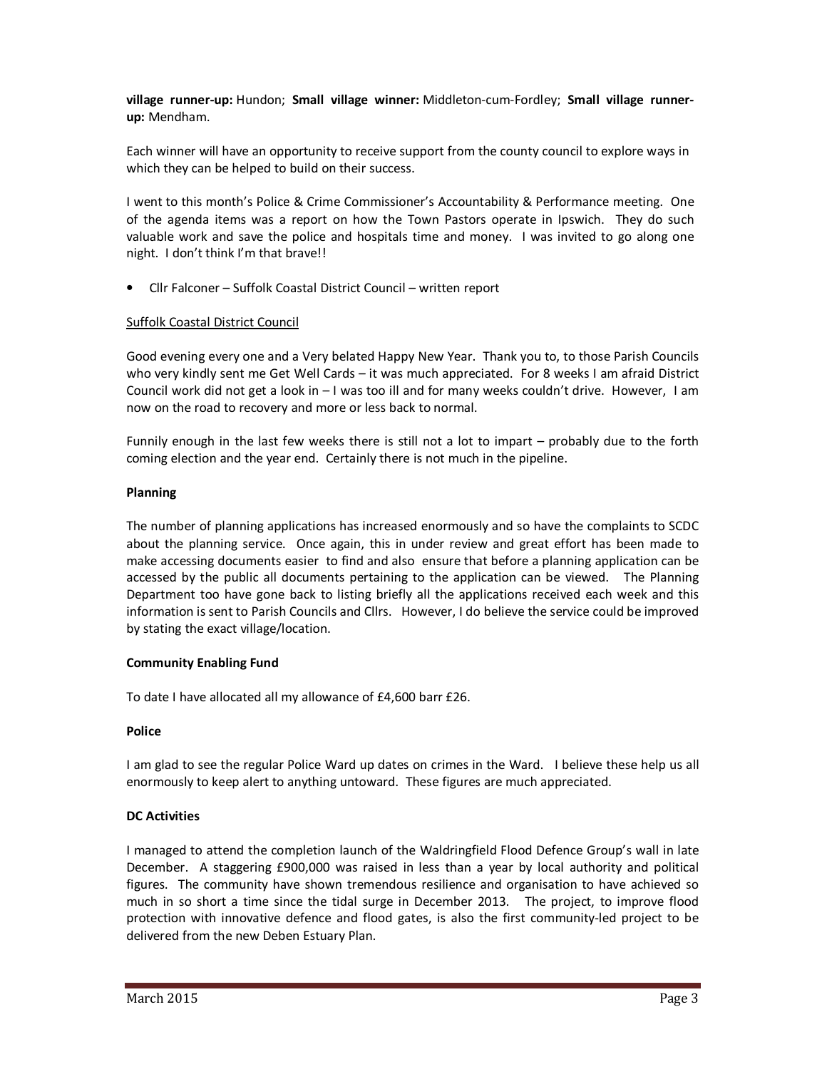**village runner-up:** Hundon; **Small village winner:** Middleton-cum-Fordley; **Small village runner-up:** Mendham.

Each winner will have an opportunity to receive support from the county council to explore ways in which they can be helped to build on their success.

I went to this month's Police & Crime Commissioner's Accountability & Performance meeting. One of the agenda items was a report on how the Town Pastors operate in Ipswich. They do such valuable work and save the police and hospitals time and money. I was invited to go along one night. I don't think I'm that brave!!

- Cllr Falconer – Suffolk Coastal District Council – written report

<u>Suffolk Coastal District Council</u>

Good evening every one and a Very belated Happy New Year. Thank you to, to those Parish Councils who very kindly sent me Get Well Cards – it was much appreciated. For 8 weeks I am afraid District Council work did not get a look in – I was too ill and for many weeks couldn't drive. However, I am now on the road to recovery and more or less back to normal.

Funnily enough in the last few weeks there is still not a lot to impart – probably due to the forth coming election and the year end. Certainly there is not much in the pipeline.

**Planning**

The number of planning applications has increased enormously and so have the complaints to SCDC about the planning service. Once again, this in under review and great effort has been made to make accessing documents easier to find and also ensure that before a planning application can be accessed by the public all documents pertaining to the application can be viewed. The Planning Department too have gone back to listing briefly all the applications received each week and this information is sent to Parish Councils and Cllrs. However, I do believe the service could be improved by stating the exact village/location.

**Community Enabling Fund**

To date I have allocated all my allowance of £4,600 barr £26.

**Police**

I am glad to see the regular Police Ward up dates on crimes in the Ward. I believe these help us all enormously to keep alert to anything untoward. These figures are much appreciated.

**DC Activities**

I managed to attend the completion launch of the Waldringfield Flood Defence Group's wall in late December. A staggering £900,000 was raised in less than a year by local authority and political figures. The community have shown tremendous resilience and organisation to have achieved so much in so short a time since the tidal surge in December 2013. The project, to improve flood protection with innovative defence and flood gates, is also the first community-led project to be delivered from the new Deben Estuary Plan.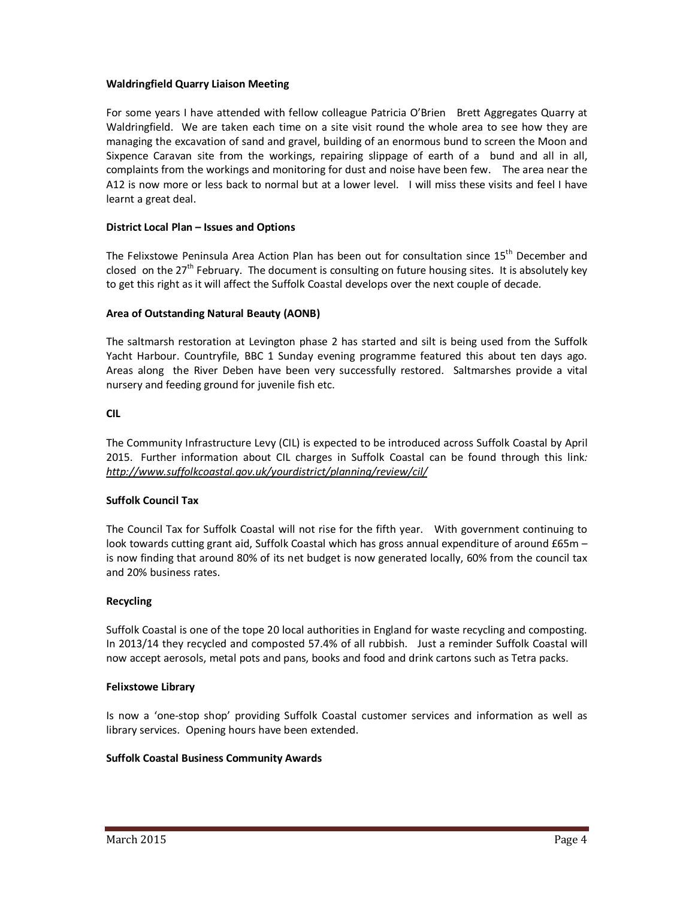**Waldringfield Quarry Liaison Meeting**

For some years I have attended with fellow colleague Patricia O'Brien Brett Aggregates Quarry at Waldringfield. We are taken each time on a site visit round the whole area to see how they are managing the excavation of sand and gravel, building of an enormous bund to screen the Moon and Sixpence Caravan site from the workings, repairing slippage of earth of a bund and all in all, complaints from the workings and monitoring for dust and noise have been few. The area near the A12 is now more or less back to normal but at a lower level. I will miss these visits and feel I have learnt a great deal.

**District Local Plan – Issues and Options**

The Felixstowe Peninsula Area Action Plan has been out for consultation since 15th December and closed on the 27th February. The document is consulting on future housing sites. It is absolutely key to get this right as it will affect the Suffolk Coastal develops over the next couple of decade.

**Area of Outstanding Natural Beauty (AONB)**

The saltmarsh restoration at Levington phase 2 has started and silt is being used from the Suffolk Yacht Harbour. Countryfile, BBC 1 Sunday evening programme featured this about ten days ago. Areas along the River Deben have been very successfully restored. Saltmarshes provide a vital nursery and feeding ground for juvenile fish etc.

**CIL**

The Community Infrastructure Levy (CIL) is expected to be introduced across Suffolk Coastal by April 2015. Further information about CIL charges in Suffolk Coastal can be found through this link*:* *http://www.suffolkcoastal.gov.uk/yourdistrict/planning/review/cil/*

**Suffolk Council Tax**

The Council Tax for Suffolk Coastal will not rise for the fifth year. With government continuing to look towards cutting grant aid, Suffolk Coastal which has gross annual expenditure of around £65m – is now finding that around 80% of its net budget is now generated locally, 60% from the council tax and 20% business rates.

**Recycling**

Suffolk Coastal is one of the tope 20 local authorities in England for waste recycling and composting. In 2013/14 they recycled and composted 57.4% of all rubbish. Just a reminder Suffolk Coastal will now accept aerosols, metal pots and pans, books and food and drink cartons such as Tetra packs.

**Felixstowe Library**

Is now a 'one-stop shop' providing Suffolk Coastal customer services and information as well as library services. Opening hours have been extended.

**Suffolk Coastal Business Community Awards**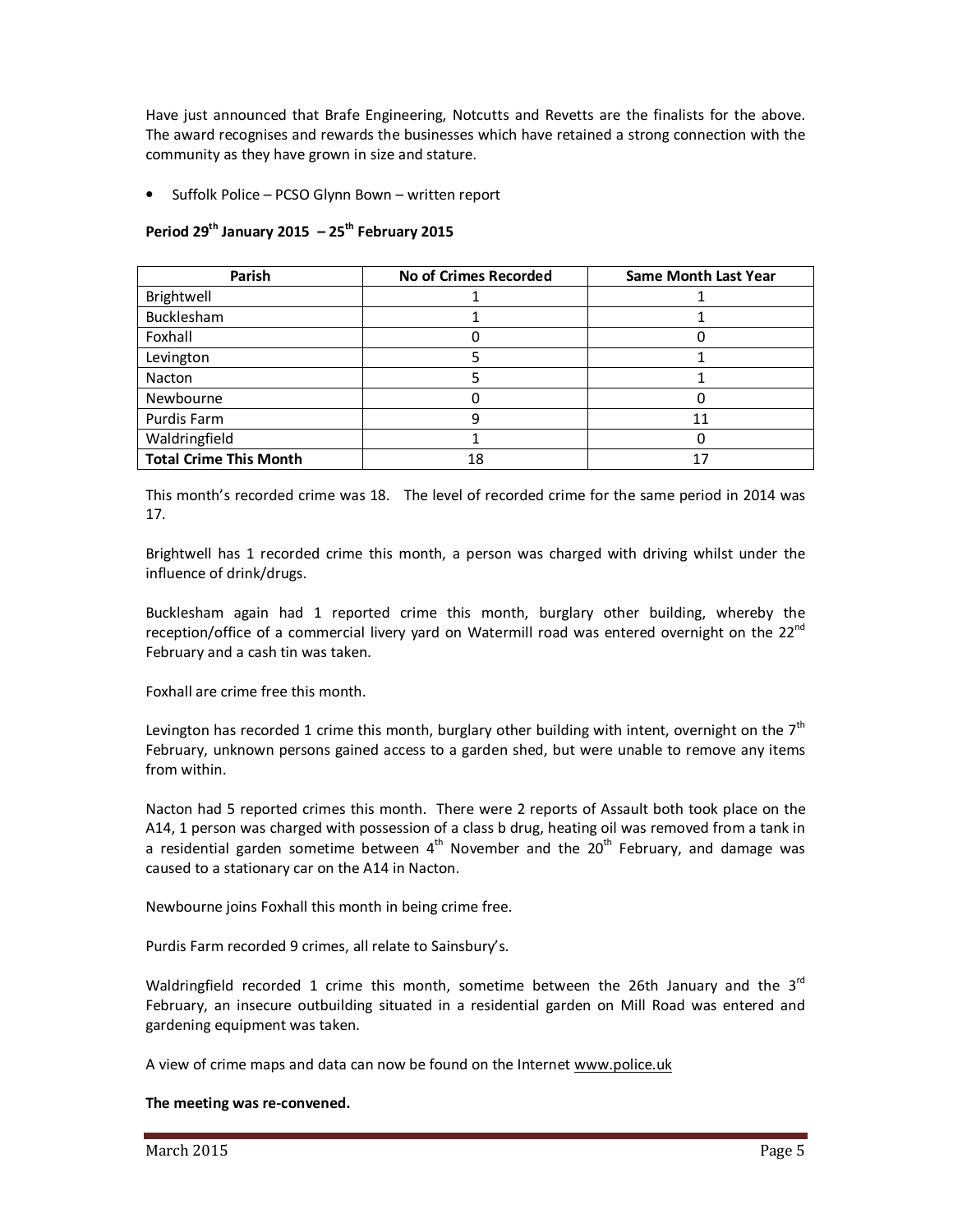Have just announced that Brafe Engineering, Notcutts and Revetts are the finalists for the above. The award recognises and rewards the businesses which have retained a strong connection with the community as they have grown in size and stature.

- Suffolk Police – PCSO Glynn Bown – written report

**Period 29th January 2015 – 25th February 2015**

| Parish | No of Crimes Recorded | Same Month Last Year |
|---|---|---|
| Brightwell | 1 | 1 |
| Bucklesham | 1 | 1 |
| Foxhall | 0 | 0 |
| Levington | 5 | 1 |
| Nacton | 5 | 1 |
| Newbourne | 0 | 0 |
| Purdis Farm | 9 | 11 |
| Waldringfield | 1 | 0 |
| **Total Crime This Month** | 18 | 17 |

This month's recorded crime was 18. The level of recorded crime for the same period in 2014 was 17.

Brightwell has 1 recorded crime this month, a person was charged with driving whilst under the influence of drink/drugs.

Bucklesham again had 1 reported crime this month, burglary other building, whereby the reception/office of a commercial livery yard on Watermill road was entered overnight on the 22nd February and a cash tin was taken.

Foxhall are crime free this month.

Levington has recorded 1 crime this month, burglary other building with intent, overnight on the 7th February, unknown persons gained access to a garden shed, but were unable to remove any items from within.

Nacton had 5 reported crimes this month. There were 2 reports of Assault both took place on the A14, 1 person was charged with possession of a class b drug, heating oil was removed from a tank in a residential garden sometime between 4th November and the 20th February, and damage was caused to a stationary car on the A14 in Nacton.

Newbourne joins Foxhall this month in being crime free.

Purdis Farm recorded 9 crimes, all relate to Sainsbury's.

Waldringfield recorded 1 crime this month, sometime between the 26th January and the 3rd February, an insecure outbuilding situated in a residential garden on Mill Road was entered and gardening equipment was taken.

A view of crime maps and data can now be found on the Internet www.police.uk

**The meeting was re-convened.**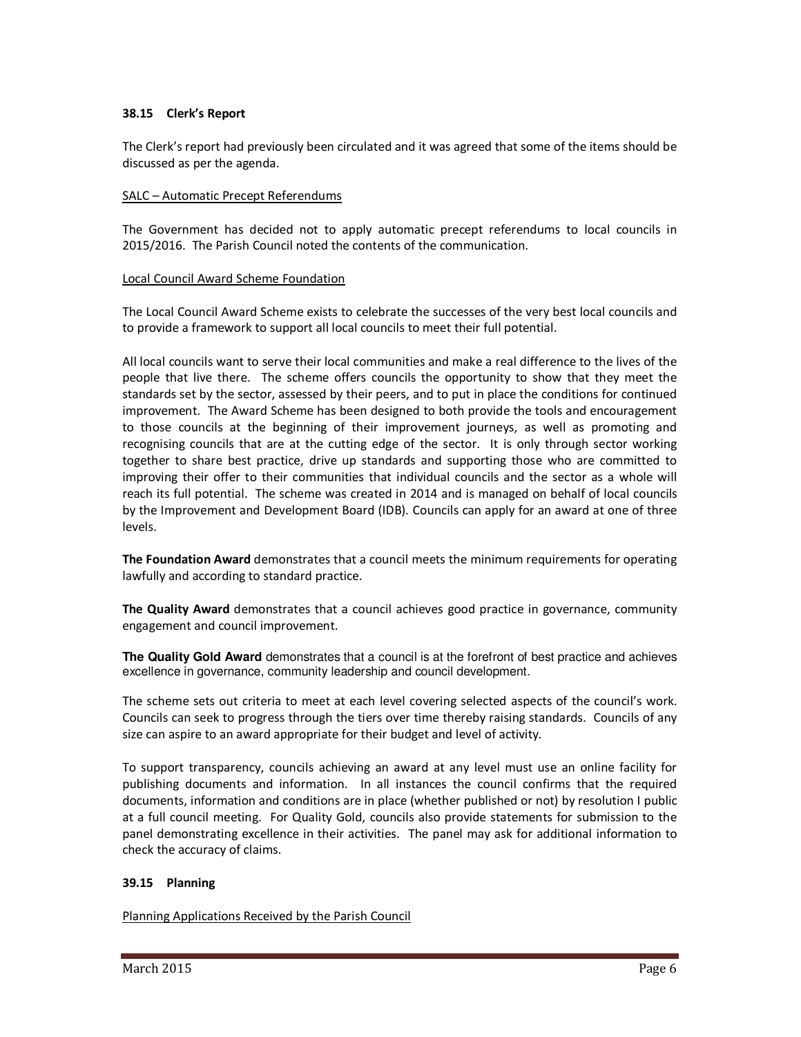**38.15 Clerk's Report**

The Clerk's report had previously been circulated and it was agreed that some of the items should be discussed as per the agenda.

SALC – Automatic Precept Referendums

The Government has decided not to apply automatic precept referendums to local councils in 2015/2016. The Parish Council noted the contents of the communication.

Local Council Award Scheme Foundation

The Local Council Award Scheme exists to celebrate the successes of the very best local councils and to provide a framework to support all local councils to meet their full potential.

All local councils want to serve their local communities and make a real difference to the lives of the people that live there. The scheme offers councils the opportunity to show that they meet the standards set by the sector, assessed by their peers, and to put in place the conditions for continued improvement. The Award Scheme has been designed to both provide the tools and encouragement to those councils at the beginning of their improvement journeys, as well as promoting and recognising councils that are at the cutting edge of the sector. It is only through sector working together to share best practice, drive up standards and supporting those who are committed to improving their offer to their communities that individual councils and the sector as a whole will reach its full potential. The scheme was created in 2014 and is managed on behalf of local councils by the Improvement and Development Board (IDB). Councils can apply for an award at one of three levels.

**The Foundation Award** demonstrates that a council meets the minimum requirements for operating lawfully and according to standard practice.

**The Quality Award** demonstrates that a council achieves good practice in governance, community engagement and council improvement.

**The Quality Gold Award** demonstrates that a council is at the forefront of best practice and achieves excellence in governance, community leadership and council development.

The scheme sets out criteria to meet at each level covering selected aspects of the council's work. Councils can seek to progress through the tiers over time thereby raising standards. Councils of any size can aspire to an award appropriate for their budget and level of activity.

To support transparency, councils achieving an award at any level must use an online facility for publishing documents and information. In all instances the council confirms that the required documents, information and conditions are in place (whether published or not) by resolution I public at a full council meeting. For Quality Gold, councils also provide statements for submission to the panel demonstrating excellence in their activities. The panel may ask for additional information to check the accuracy of claims.

**39.15 Planning**

Planning Applications Received by the Parish Council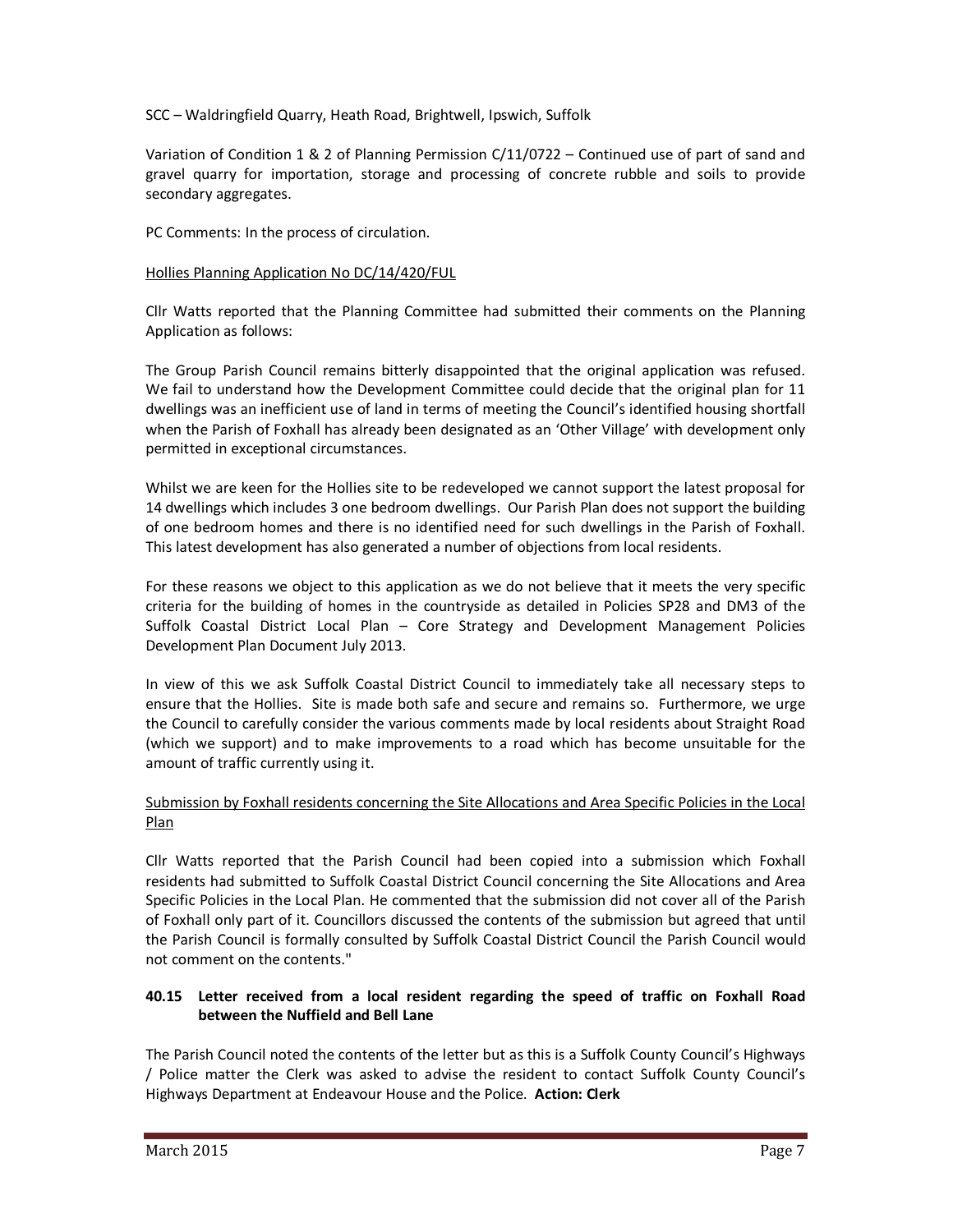SCC – Waldringfield Quarry, Heath Road, Brightwell, Ipswich, Suffolk

Variation of Condition 1 & 2 of Planning Permission C/11/0722 – Continued use of part of sand and gravel quarry for importation, storage and processing of concrete rubble and soils to provide secondary aggregates.

PC Comments: In the process of circulation.

Hollies Planning Application No DC/14/420/FUL

Cllr Watts reported that the Planning Committee had submitted their comments on the Planning Application as follows:

The Group Parish Council remains bitterly disappointed that the original application was refused. We fail to understand how the Development Committee could decide that the original plan for 11 dwellings was an inefficient use of land in terms of meeting the Council's identified housing shortfall when the Parish of Foxhall has already been designated as an 'Other Village' with development only permitted in exceptional circumstances.

Whilst we are keen for the Hollies site to be redeveloped we cannot support the latest proposal for 14 dwellings which includes 3 one bedroom dwellings. Our Parish Plan does not support the building of one bedroom homes and there is no identified need for such dwellings in the Parish of Foxhall. This latest development has also generated a number of objections from local residents.

For these reasons we object to this application as we do not believe that it meets the very specific criteria for the building of homes in the countryside as detailed in Policies SP28 and DM3 of the Suffolk Coastal District Local Plan – Core Strategy and Development Management Policies Development Plan Document July 2013.

In view of this we ask Suffolk Coastal District Council to immediately take all necessary steps to ensure that the Hollies. Site is made both safe and secure and remains so. Furthermore, we urge the Council to carefully consider the various comments made by local residents about Straight Road (which we support) and to make improvements to a road which has become unsuitable for the amount of traffic currently using it.

Submission by Foxhall residents concerning the Site Allocations and Area Specific Policies in the Local Plan

Cllr Watts reported that the Parish Council had been copied into a submission which Foxhall residents had submitted to Suffolk Coastal District Council concerning the Site Allocations and Area Specific Policies in the Local Plan. He commented that the submission did not cover all of the Parish of Foxhall only part of it. Councillors discussed the contents of the submission but agreed that until the Parish Council is formally consulted by Suffolk Coastal District Council the Parish Council would not comment on the contents."

**40.15 Letter received from a local resident regarding the speed of traffic on Foxhall Road between the Nuffield and Bell Lane**

The Parish Council noted the contents of the letter but as this is a Suffolk County Council's Highways / Police matter the Clerk was asked to advise the resident to contact Suffolk County Council's Highways Department at Endeavour House and the Police. **Action: Clerk**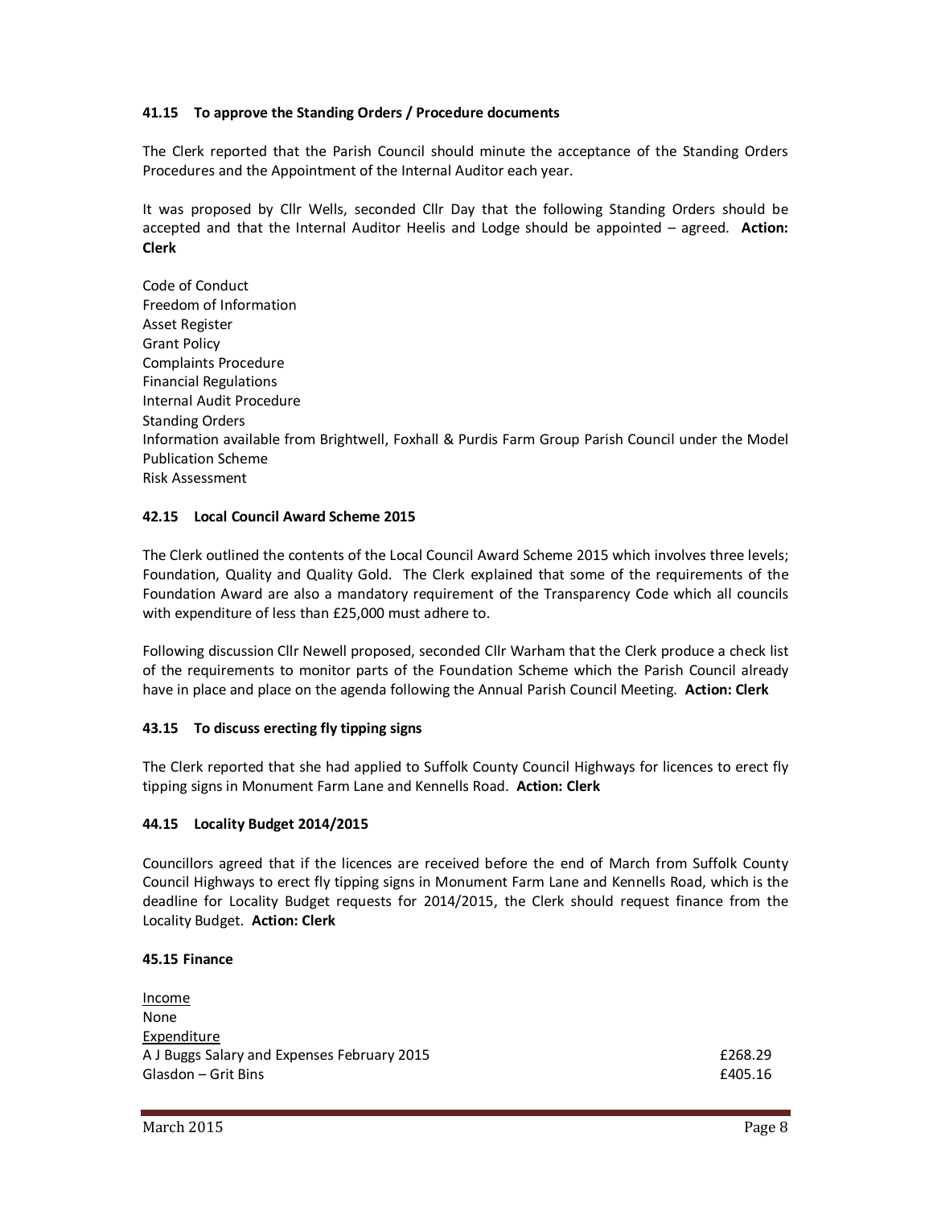**41.15 To approve the Standing Orders / Procedure documents**

The Clerk reported that the Parish Council should minute the acceptance of the Standing Orders Procedures and the Appointment of the Internal Auditor each year.

It was proposed by Cllr Wells, seconded Cllr Day that the following Standing Orders should be accepted and that the Internal Auditor Heelis and Lodge should be appointed – agreed. **Action: Clerk**

Code of Conduct
Freedom of Information
Asset Register
Grant Policy
Complaints Procedure
Financial Regulations
Internal Audit Procedure
Standing Orders
Information available from Brightwell, Foxhall & Purdis Farm Group Parish Council under the Model Publication Scheme
Risk Assessment

**42.15 Local Council Award Scheme 2015**

The Clerk outlined the contents of the Local Council Award Scheme 2015 which involves three levels; Foundation, Quality and Quality Gold. The Clerk explained that some of the requirements of the Foundation Award are also a mandatory requirement of the Transparency Code which all councils with expenditure of less than £25,000 must adhere to.

Following discussion Cllr Newell proposed, seconded Cllr Warham that the Clerk produce a check list of the requirements to monitor parts of the Foundation Scheme which the Parish Council already have in place and place on the agenda following the Annual Parish Council Meeting. **Action: Clerk**

**43.15 To discuss erecting fly tipping signs**

The Clerk reported that she had applied to Suffolk County Council Highways for licences to erect fly tipping signs in Monument Farm Lane and Kennells Road. **Action: Clerk**

**44.15 Locality Budget 2014/2015**

Councillors agreed that if the licences are received before the end of March from Suffolk County Council Highways to erect fly tipping signs in Monument Farm Lane and Kennells Road, which is the deadline for Locality Budget requests for 2014/2015, the Clerk should request finance from the Locality Budget. **Action: Clerk**

**45.15 Finance**

Income
None
Expenditure

| | |
|---|---|
| A J Buggs Salary and Expenses February 2015 | £268.29 |
| Glasdon – Grit Bins | £405.16 |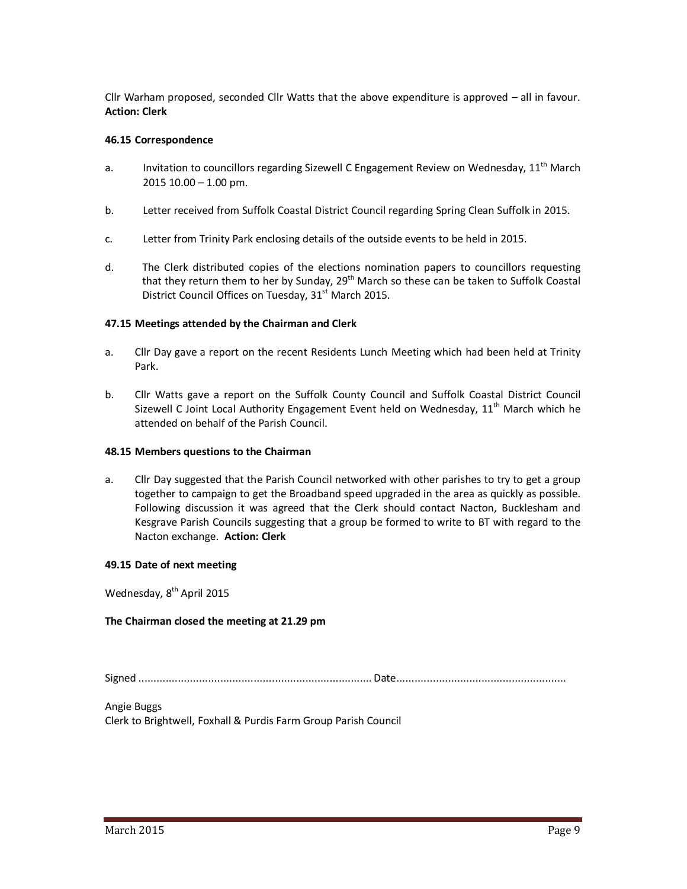Cllr Warham proposed, seconded Cllr Watts that the above expenditure is approved – all in favour. **Action: Clerk**

**46.15 Correspondence**

a. Invitation to councillors regarding Sizewell C Engagement Review on Wednesday, 11th March 2015 10.00 – 1.00 pm.

b. Letter received from Suffolk Coastal District Council regarding Spring Clean Suffolk in 2015.

c. Letter from Trinity Park enclosing details of the outside events to be held in 2015.

d. The Clerk distributed copies of the elections nomination papers to councillors requesting that they return them to her by Sunday, 29th March so these can be taken to Suffolk Coastal District Council Offices on Tuesday, 31st March 2015.

**47.15 Meetings attended by the Chairman and Clerk**

a. Cllr Day gave a report on the recent Residents Lunch Meeting which had been held at Trinity Park.

b. Cllr Watts gave a report on the Suffolk County Council and Suffolk Coastal District Council Sizewell C Joint Local Authority Engagement Event held on Wednesday, 11th March which he attended on behalf of the Parish Council.

**48.15 Members questions to the Chairman**

a. Cllr Day suggested that the Parish Council networked with other parishes to try to get a group together to campaign to get the Broadband speed upgraded in the area as quickly as possible. Following discussion it was agreed that the Clerk should contact Nacton, Bucklesham and Kesgrave Parish Councils suggesting that a group be formed to write to BT with regard to the Nacton exchange. **Action: Clerk**

**49.15 Date of next meeting**

Wednesday, 8th April 2015

**The Chairman closed the meeting at 21.29 pm**

Signed ............................................................................ Date.......................................................

Angie Buggs
Clerk to Brightwell, Foxhall & Purdis Farm Group Parish Council